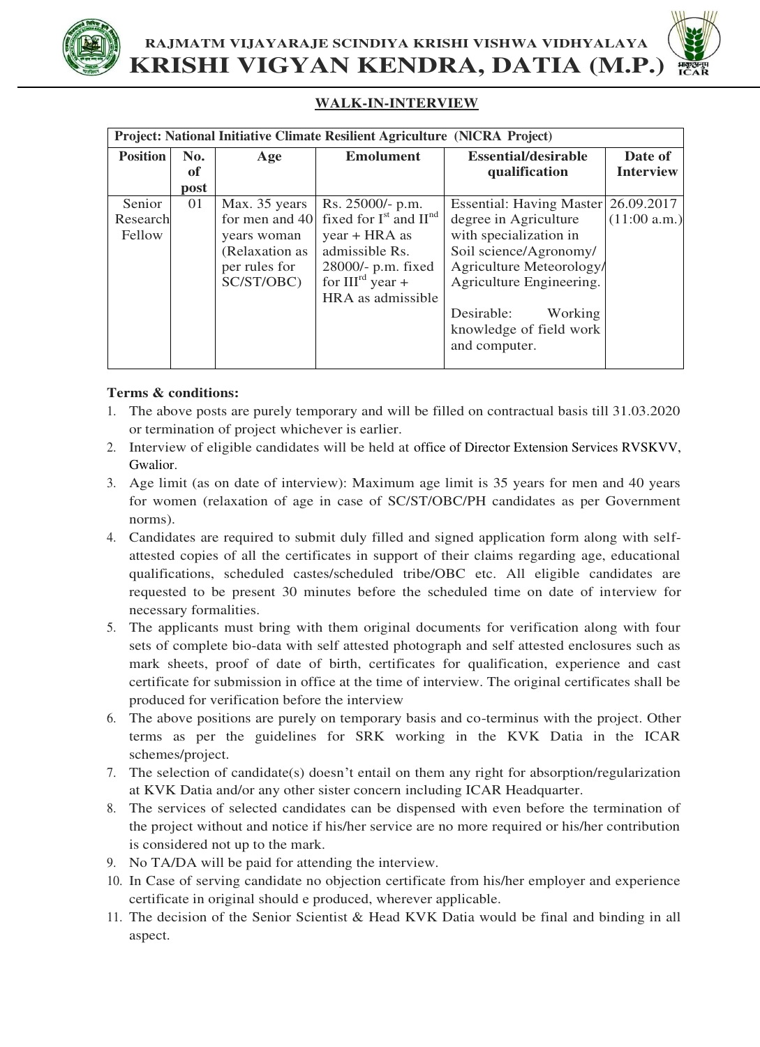# RAJMATM VIJAYARAJE SCINDIYA KRISHI VISHWA VIDHYALAYA

# KRISHI VIGYAN KENDRA, DATIA (M.P.)

## WALK-IN-INTERVIEW

| Project: National Initiative Climate Resilient Agriculture (NICRA Project) | | | | | |
|---|---|---|---|---|---|
| **Position** | **No. of post** | **Age** | **Emolument** | **Essential/desirable qualification** | **Date of Interview** |
| Senior Research Fellow | 01 | Max. 35 years for men and 40 years woman (Relaxation as per rules for SC/ST/OBC) | Rs. 25000/- p.m. fixed for I$^{st}$ and II$^{nd}$ year + HRA as admissible Rs. 28000/- p.m. fixed for III$^{rd}$ year + HRA as admissible | Essential: Having Master degree in Agriculture with specialization in Soil science/Agronomy/ Agriculture Meteorology/ Agriculture Engineering.<br><br>Desirable: Working knowledge of field work and computer. | 26.09.2017 (11:00 a.m.) |

**Terms & conditions:**

1. The above posts are purely temporary and will be filled on contractual basis till 31.03.2020 or termination of project whichever is earlier.
2. Interview of eligible candidates will be held at office of Director Extension Services RVSKVV, Gwalior.
3. Age limit (as on date of interview): Maximum age limit is 35 years for men and 40 years for women (relaxation of age in case of SC/ST/OBC/PH candidates as per Government norms).
4. Candidates are required to submit duly filled and signed application form along with self-attested copies of all the certificates in support of their claims regarding age, educational qualifications, scheduled castes/scheduled tribe/OBC etc. All eligible candidates are requested to be present 30 minutes before the scheduled time on date of interview for necessary formalities.
5. The applicants must bring with them original documents for verification along with four sets of complete bio-data with self attested photograph and self attested enclosures such as mark sheets, proof of date of birth, certificates for qualification, experience and cast certificate for submission in office at the time of interview. The original certificates shall be produced for verification before the interview
6. The above positions are purely on temporary basis and co-terminus with the project. Other terms as per the guidelines for SRK working in the KVK Datia in the ICAR schemes/project.
7. The selection of candidate(s) doesn't entail on them any right for absorption/regularization at KVK Datia and/or any other sister concern including ICAR Headquarter.
8. The services of selected candidates can be dispensed with even before the termination of the project without and notice if his/her service are no more required or his/her contribution is considered not up to the mark.
9. No TA/DA will be paid for attending the interview.
10. In Case of serving candidate no objection certificate from his/her employer and experience certificate in original should e produced, wherever applicable.
11. The decision of the Senior Scientist & Head KVK Datia would be final and binding in all aspect.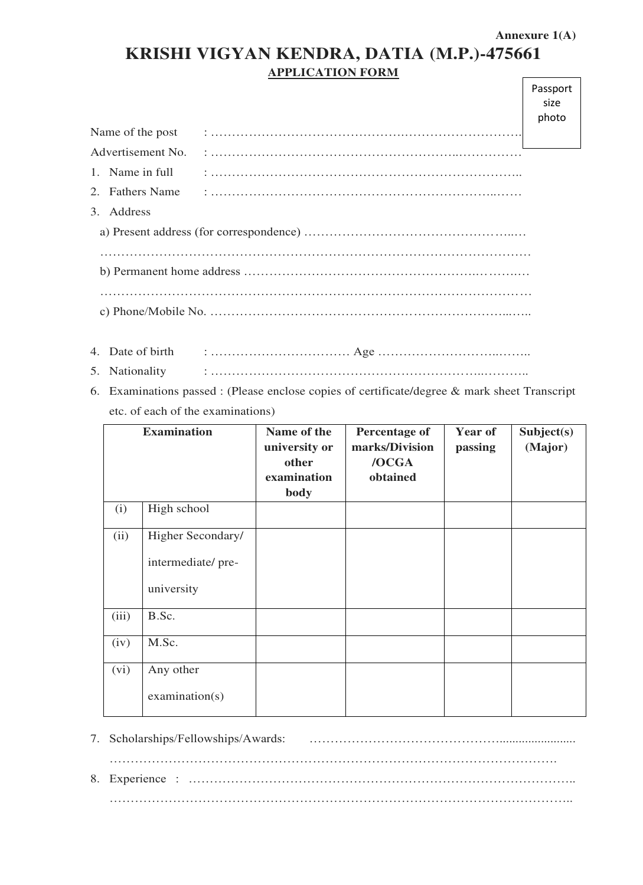Annexure 1(A)

# KRISHI VIGYAN KENDRA, DATIA (M.P.)-475661

## APPLICATION FORM

Passport size photo

Name of the post : ………………………………………………………………….

Advertisement No. : ……………………………………………………………………

1. Name in full : ……………………………………………………………………..
2. Fathers Name : ……………………………………………………………………
3. Address
   a) Present address (for correspondence) …………………………………………..…
   ………………………………………………………………………………………………
   b) Permanent home address ……………………………………………….………..…
   ………………………………………………………………………………………………
   c) Phone/Mobile No. ……………………………………………………………...…..
4. Date of birth : …………………………… Age ……………………….……..
5. Nationality : …………………………………………………………..………..
6. Examinations passed : (Please enclose copies of certificate/degree & mark sheet Transcript etc. of each of the examinations)

| Examination | | Name of the university or other examination body | Percentage of marks/Division /OCGA obtained | Year of passing | Subject(s) (Major) |
|---|---|---|---|---|---|
| (i) | High school | | | | |
| (ii) | Higher Secondary/ intermediate/ pre-university | | | | |
| (iii) | B.Sc. | | | | |
| (iv) | M.Sc. | | | | |
| (vi) | Any other examination(s) | | | | |

7. Scholarships/Fellowships/Awards: ……………………………………........................
   ……………………………………………………………………………………………….
8. Experience : ……………………………………………………………………………..
   ……………………………………………………………………………………………..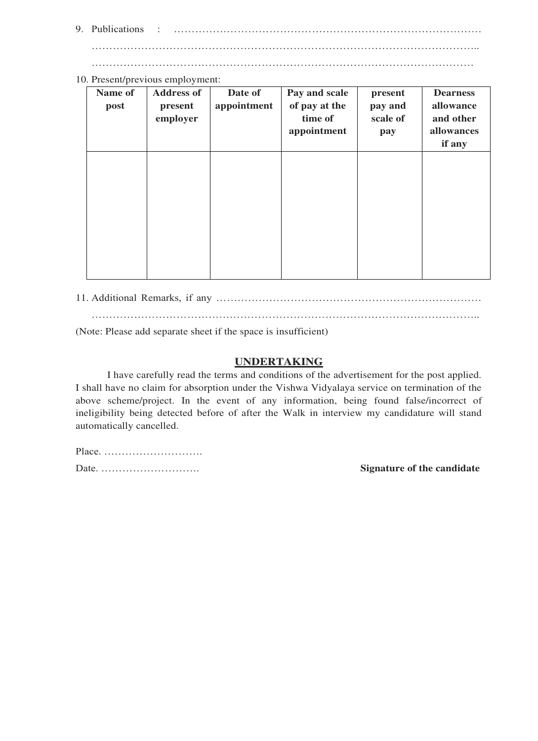9. Publications : …………………………………………………………………………………
……………………………………………………………………………………………………..
……………………………………………………………………………………………………

10. Present/previous employment:

| Name of post | Address of present employer | Date of appointment | Pay and scale of pay at the time of appointment | present pay and scale of pay | Dearness allowance and other allowances if any |
|---|---|---|---|---|---|
| | | | | | |

11. Additional Remarks, if any ………………………………………………………………
……………………………………………………………………………………………………..

(Note: Please add separate sheet if the space is insufficient)

## UNDERTAKING

I have carefully read the terms and conditions of the advertisement for the post applied. I shall have no claim for absorption under the Vishwa Vidyalaya service on termination of the above scheme/project. In the event of any information, being found false/incorrect of ineligibility being detected before of after the Walk in interview my candidature will stand automatically cancelled.

Place. ……………………….

Date. ……………………….

**Signature of the candidate**